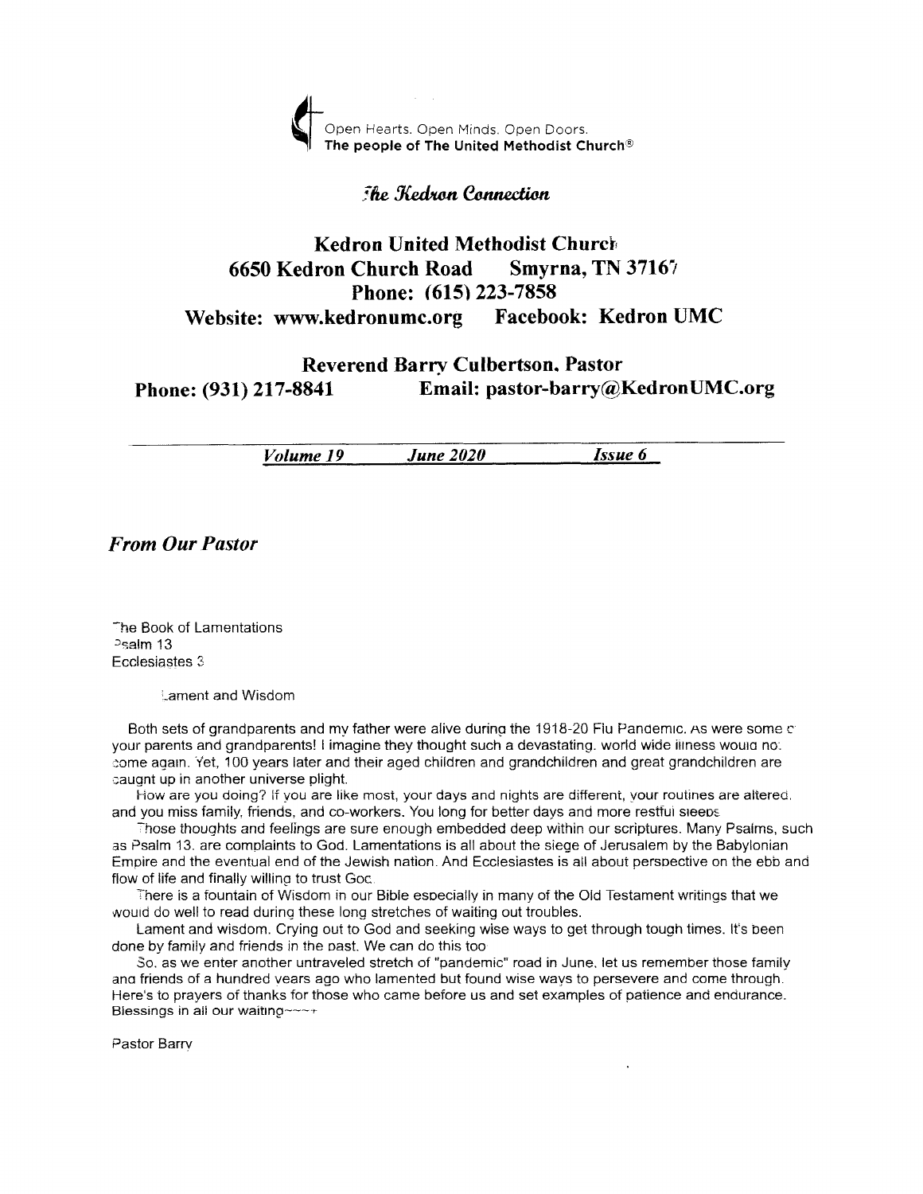Open Hearts. Open Minds. Open Doors.
**The people of The United Methodist Church®**

## *The Kedron Connection*

# Kedron United Methodist Church

**6650 Kedron Church Road Smyrna, TN 37167**
**Phone: (615) 223-7858**
**Website: www.kedronumc.org Facebook: Kedron UMC**

## Reverend Barry Culbertson, Pastor

**Phone: (931) 217-8841 Email: pastor-barry@KedronUMC.org**

---

***Volume 19*** ***June 2020*** ***Issue 6***

## *From Our Pastor*

The Book of Lamentations
Psalm 13
Ecclesiastes 3

Lament and Wisdom

Both sets of grandparents and my father were alive during the 1918-20 Flu Pandemic. As were some of your parents and grandparents! I imagine they thought such a devastating. world wide illness would not come again. Yet, 100 years later and their aged children and grandchildren and great grandchildren are caught up in another universe plight.

How are you doing? If you are like most, your days and nights are different, your routines are altered, and you miss family, friends, and co-workers. You long for better days and more restful sleeps.

Those thoughts and feelings are sure enough embedded deep within our scriptures. Many Psalms, such as Psalm 13. are complaints to God. Lamentations is all about the siege of Jerusalem by the Babylonian Empire and the eventual end of the Jewish nation. And Ecclesiastes is all about perspective on the ebb and flow of life and finally willing to trust God.

There is a fountain of Wisdom in our Bible especially in many of the Old Testament writings that we would do well to read during these long stretches of waiting out troubles.

Lament and wisdom. Crying out to God and seeking wise ways to get through tough times. It's been done by family and friends in the past. We can do this too

So, as we enter another untraveled stretch of "pandemic" road in June, let us remember those family and friends of a hundred years ago who lamented but found wise ways to persevere and come through. Here's to prayers of thanks for those who came before us and set examples of patience and endurance. Blessings in all our waiting~~~+

Pastor Barry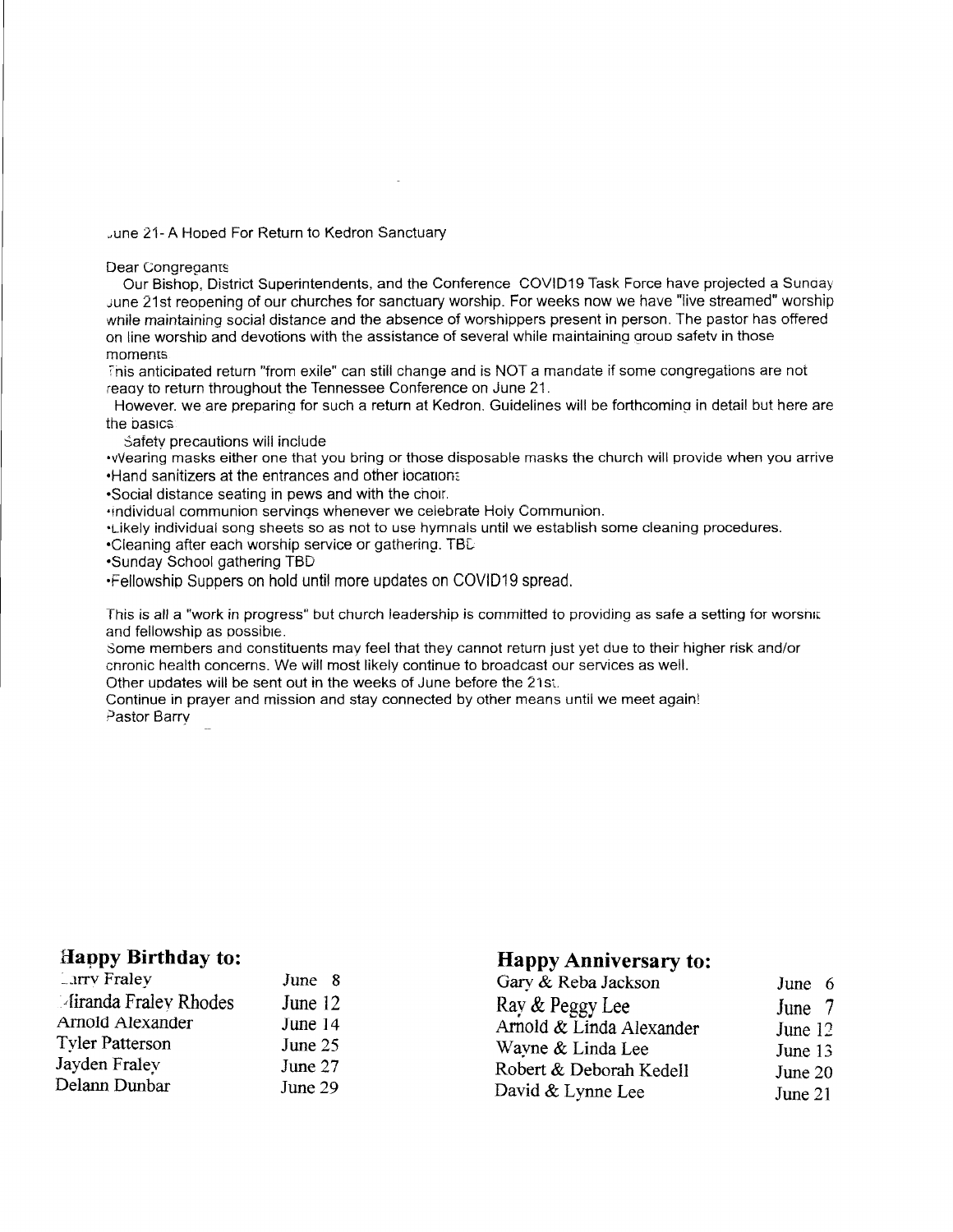June 21- A Hoped For Return to Kedron Sanctuary

Dear Congregants

Our Bishop, District Superintendents, and the Conference COVID19 Task Force have projected a Sunday June 21st reopening of our churches for sanctuary worship. For weeks now we have "live streamed" worship while maintaining social distance and the absence of worshippers present in person. The pastor has offered on line worship and devotions with the assistance of several while maintaining group safety in those moments.

This anticipated return "from exile" can still change and is NOT a mandate if some congregations are not ready to return throughout the Tennessee Conference on June 21.

However, we are preparing for such a return at Kedron. Guidelines will be forthcoming in detail but here are the basics.

Safety precautions will include

- Wearing masks either one that you bring or those disposable masks the church will provide when you arrive
- Hand sanitizers at the entrances and other locations
- Social distance seating in pews and with the choir.
- Individual communion servings whenever we celebrate Holy Communion.
- Likely individual song sheets so as not to use hymnals until we establish some cleaning procedures.
- Cleaning after each worship service or gathering. TBD
- Sunday School gathering TBD
- Fellowship Suppers on hold until more updates on COVID19 spread.

This is all a "work in progress" but church leadership is committed to providing as safe a setting for worship and fellowship as possible.

Some members and constituents may feel that they cannot return just yet due to their higher risk and/or chronic health concerns. We will most likely continue to broadcast our services as well.

Other updates will be sent out in the weeks of June before the 21st.

Continue in prayer and mission and stay connected by other means until we meet again!

Pastor Barry

## Happy Birthday to:

| | |
|---|---|
| Larry Fraley | June 8 |
| Miranda Fraley Rhodes | June 12 |
| Arnold Alexander | June 14 |
| Tyler Patterson | June 25 |
| Jayden Fraley | June 27 |
| Delann Dunbar | June 29 |

## Happy Anniversary to:

| | |
|---|---|
| Gary & Reba Jackson | June 6 |
| Ray & Peggy Lee | June 7 |
| Arnold & Linda Alexander | June 12 |
| Wayne & Linda Lee | June 13 |
| Robert & Deborah Kedell | June 20 |
| David & Lynne Lee | June 21 |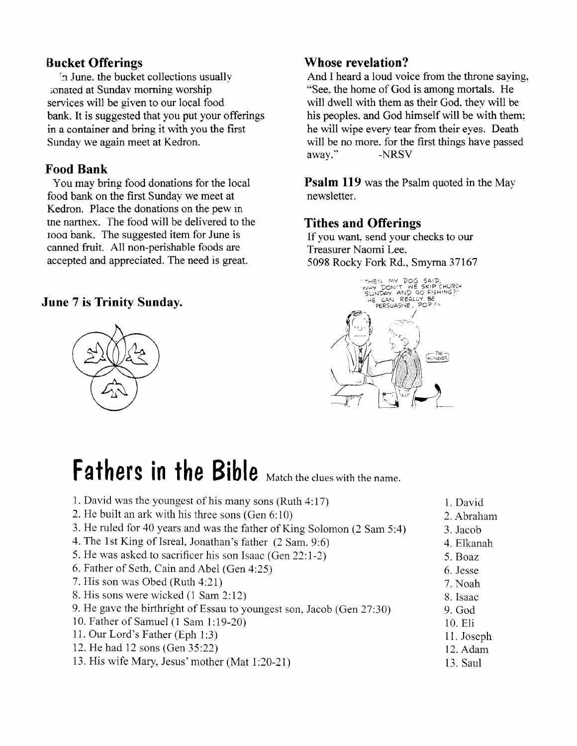## Bucket Offerings

In June. the bucket collections usually donated at Sunday morning worship services will be given to our local food bank. It is suggested that you put your offerings in a container and bring it with you the first Sunday we again meet at Kedron.

## Food Bank

You may bring food donations for the local food bank on the first Sunday we meet at Kedron. Place the donations on the pew in the narthex. The food will be delivered to the food bank. The suggested item for June is canned fruit. All non-perishable foods are accepted and appreciated. The need is great.

## June 7 is Trinity Sunday.

## Whose revelation?

And I heard a loud voice from the throne saying, "See. the home of God is among mortals. He will dwell with them as their God. they will be his peoples. and God himself will be with them; he will wipe every tear from their eyes. Death will be no more. for the first things have passed away." -NRSV

**Psalm 119** was the Psalm quoted in the May newsletter.

## Tithes and Offerings

If you want, send your checks to our Treasurer Naomi Lee.
5098 Rocky Fork Rd., Smyrna 37167

"THEN MY DOG SAID, 'WHY DON'T WE SKIP CHURCH SUNDAY AND GO FISHING?' HE CAN REALLY BE PERSUASIVE, POP!"

# Fathers in the Bible

Match the clues with the name.

| | |
|---|---|
| 1. David was the youngest of his many sons (Ruth 4:17) | 1. David |
| 2. He built an ark with his three sons (Gen 6:10) | 2. Abraham |
| 3. He ruled for 40 years and was the father of King Solomon (2 Sam 5:4) | 3. Jacob |
| 4. The 1st King of Isreal, Jonathan's father (2 Sam. 9:6) | 4. Elkanah |
| 5. He was asked to sacrificer his son Isaac (Gen 22:1-2) | 5. Boaz |
| 6. Father of Seth, Cain and Abel (Gen 4:25) | 6. Jesse |
| 7. His son was Obed (Ruth 4:21) | 7. Noah |
| 8. His sons were wicked (1 Sam 2:12) | 8. Isaac |
| 9. He gave the birthright of Essau to youngest son, Jacob (Gen 27:30) | 9. God |
| 10. Father of Samuel (1 Sam 1:19-20) | 10. Eli |
| 11. Our Lord's Father (Eph 1:3) | 11. Joseph |
| 12. He had 12 sons (Gen 35:22) | 12. Adam |
| 13. His wife Mary, Jesus' mother (Mat 1:20-21) | 13. Saul |